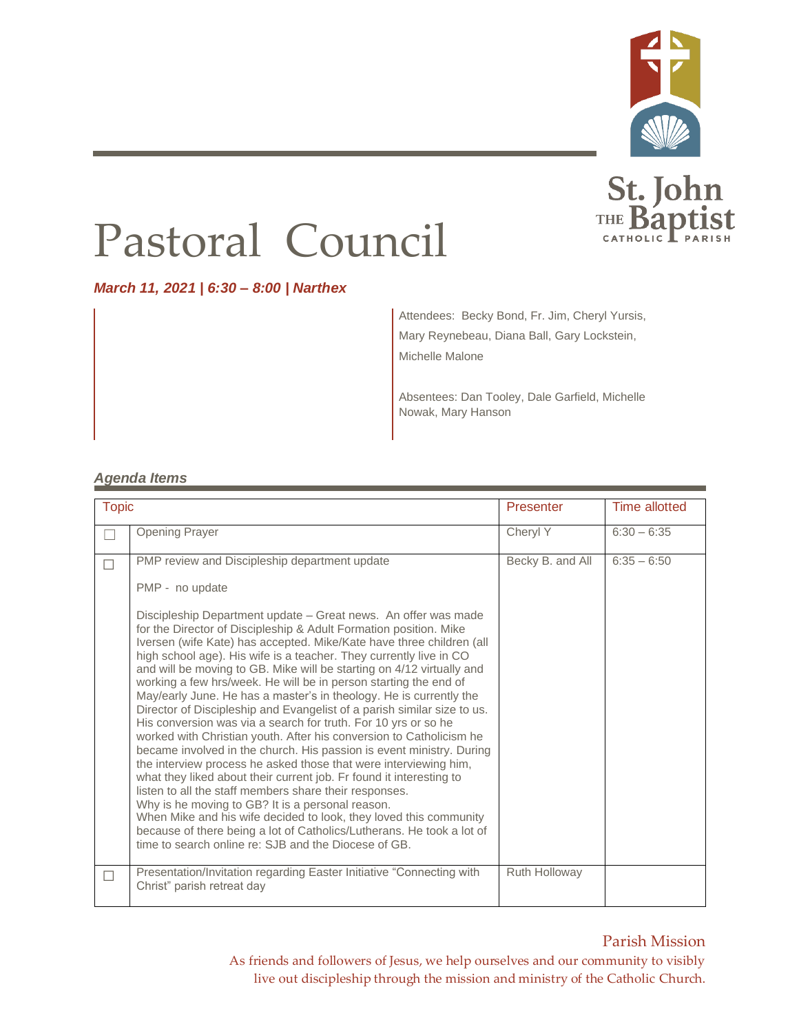# Pastoral Council

St. John the Baptist Catholic Parish

***March 11, 2021 | 6:30 – 8:00 | Narthex***

Attendees: Becky Bond, Fr. Jim, Cheryl Yursis, Mary Reynebeau, Diana Ball, Gary Lockstein, Michelle Malone

Absentees: Dan Tooley, Dale Garfield, Michelle Nowak, Mary Hanson

### *Agenda Items*

| | Topic | Presenter | Time allotted |
|---|---|---|---|
| ☐ | Opening Prayer | Cheryl Y | 6:30 – 6:35 |
| ☐ | PMP review and Discipleship department update<br><br>PMP - no update<br><br>Discipleship Department update – Great news. An offer was made for the Director of Discipleship & Adult Formation position. Mike Iversen (wife Kate) has accepted. Mike/Kate have three children (all high school age). His wife is a teacher. They currently live in CO and will be moving to GB. Mike will be starting on 4/12 virtually and working a few hrs/week. He will be in person starting the end of May/early June. He has a master's in theology. He is currently the Director of Discipleship and Evangelist of a parish similar size to us. His conversion was via a search for truth. For 10 yrs or so he worked with Christian youth. After his conversion to Catholicism he became involved in the church. His passion is event ministry. During the interview process he asked those that were interviewing him, what they liked about their current job. Fr found it interesting to listen to all the staff members share their responses.<br>Why is he moving to GB? It is a personal reason.<br>When Mike and his wife decided to look, they loved this community because of there being a lot of Catholics/Lutherans. He took a lot of time to search online re: SJB and the Diocese of GB. | Becky B. and All | 6:35 – 6:50 |
| ☐ | Presentation/Invitation regarding Easter Initiative "Connecting with Christ" parish retreat day | Ruth Holloway | |

Parish Mission

As friends and followers of Jesus, we help ourselves and our community to visibly live out discipleship through the mission and ministry of the Catholic Church.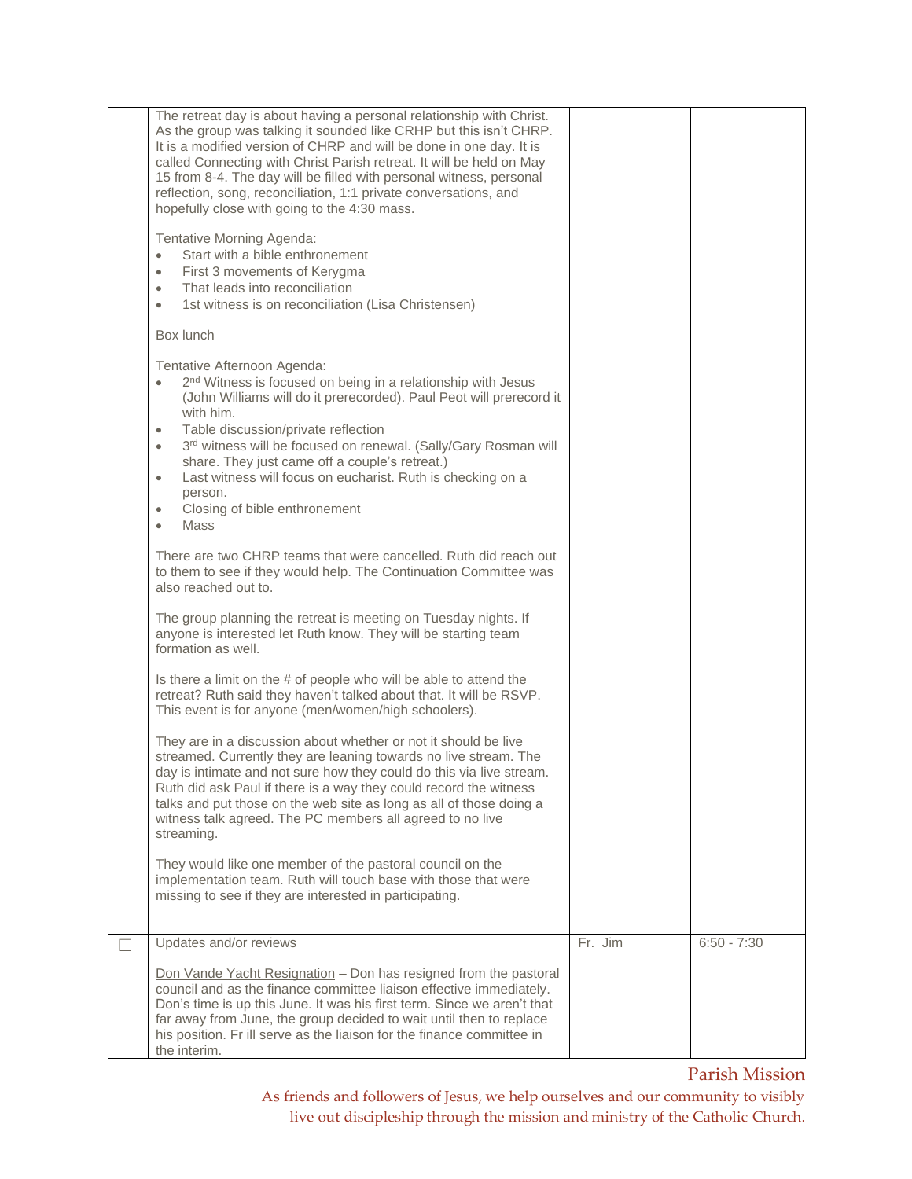| | | | |
|---|---|---|---|
| | The retreat day is about having a personal relationship with Christ. As the group was talking it sounded like CRHP but this isn't CHRP. It is a modified version of CHRP and will be done in one day. It is called Connecting with Christ Parish retreat. It will be held on May 15 from 8-4. The day will be filled with personal witness, personal reflection, song, reconciliation, 1:1 private conversations, and hopefully close with going to the 4:30 mass.<br><br>Tentative Morning Agenda:<br>• Start with a bible enthronement<br>• First 3 movements of Kerygma<br>• That leads into reconciliation<br>• 1st witness is on reconciliation (Lisa Christensen)<br><br>Box lunch<br><br>Tentative Afternoon Agenda:<br>• 2nd Witness is focused on being in a relationship with Jesus (John Williams will do it prerecorded). Paul Peot will prerecord it with him.<br>• Table discussion/private reflection<br>• 3rd witness will be focused on renewal. (Sally/Gary Rosman will share. They just came off a couple's retreat.)<br>• Last witness will focus on eucharist. Ruth is checking on a person.<br>• Closing of bible enthronement<br>• Mass<br><br>There are two CHRP teams that were cancelled. Ruth did reach out to them to see if they would help. The Continuation Committee was also reached out to.<br><br>The group planning the retreat is meeting on Tuesday nights. If anyone is interested let Ruth know. They will be starting team formation as well.<br><br>Is there a limit on the # of people who will be able to attend the retreat? Ruth said they haven't talked about that. It will be RSVP. This event is for anyone (men/women/high schoolers).<br><br>They are in a discussion about whether or not it should be live streamed. Currently they are leaning towards no live stream. The day is intimate and not sure how they could do this via live stream. Ruth did ask Paul if there is a way they could record the witness talks and put those on the web site as long as all of those doing a witness talk agreed. The PC members all agreed to no live streaming.<br><br>They would like one member of the pastoral council on the implementation team. Ruth will touch base with those that were missing to see if they are interested in participating. | | |
| ☐ | Updates and/or reviews<br><br>Don Vande Yacht Resignation – Don has resigned from the pastoral council and as the finance committee liaison effective immediately. Don's time is up this June. It was his first term. Since we aren't that far away from June, the group decided to wait until then to replace his position. Fr ill serve as the liaison for the finance committee in the interim. | Fr. Jim | 6:50 - 7:30 |

Parish Mission

As friends and followers of Jesus, we help ourselves and our community to visibly live out discipleship through the mission and ministry of the Catholic Church.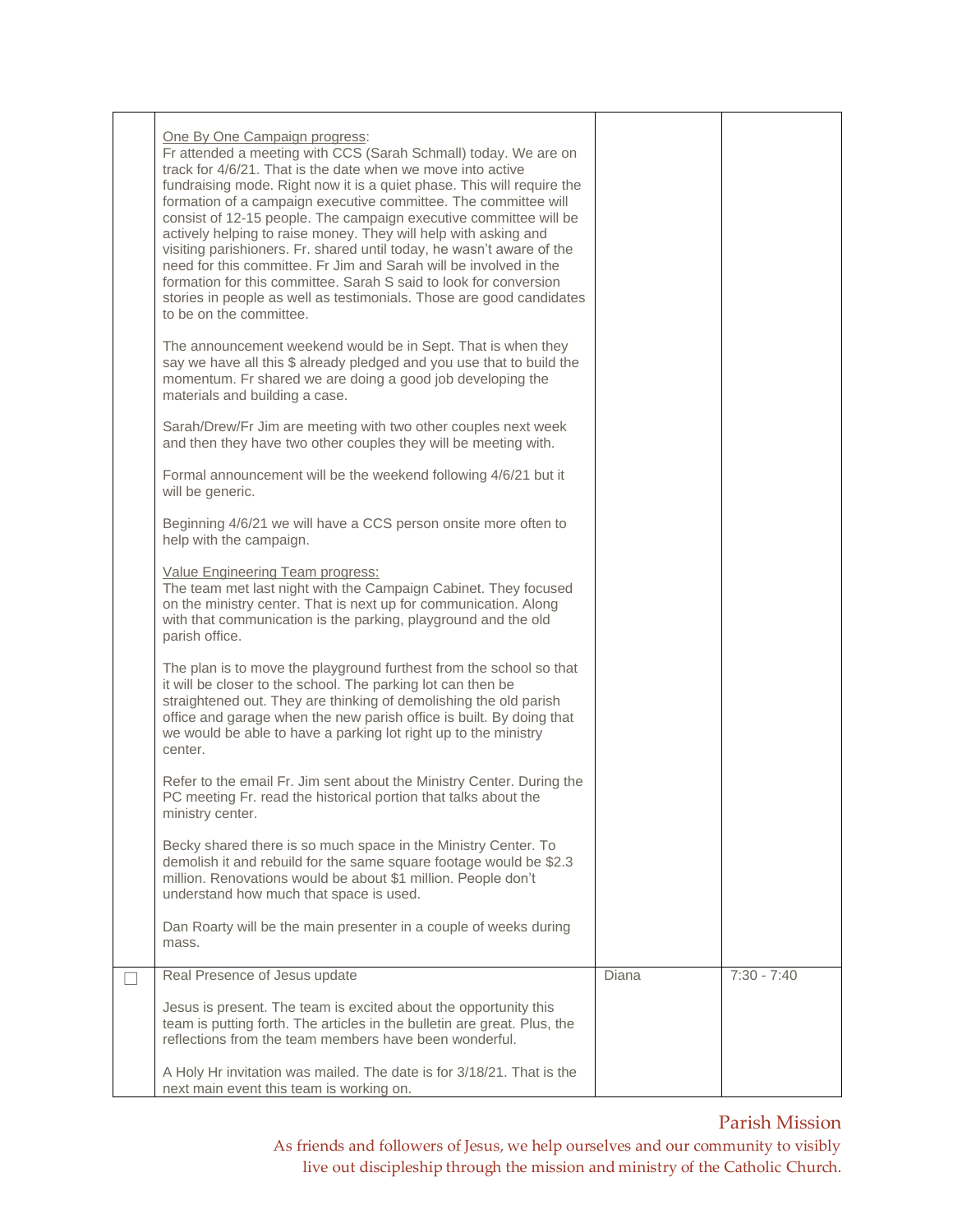| | | | |
|---|---|---|---|
| | <u>One By One Campaign progress</u>:<br>Fr attended a meeting with CCS (Sarah Schmall) today. We are on track for 4/6/21. That is the date when we move into active fundraising mode. Right now it is a quiet phase. This will require the formation of a campaign executive committee. The committee will consist of 12-15 people. The campaign executive committee will be actively helping to raise money. They will help with asking and visiting parishioners. Fr. shared until today, he wasn't aware of the need for this committee. Fr Jim and Sarah will be involved in the formation for this committee. Sarah S said to look for conversion stories in people as well as testimonials. Those are good candidates to be on the committee.<br><br>The announcement weekend would be in Sept. That is when they say we have all this $ already pledged and you use that to build the momentum. Fr shared we are doing a good job developing the materials and building a case.<br><br>Sarah/Drew/Fr Jim are meeting with two other couples next week and then they have two other couples they will be meeting with.<br><br>Formal announcement will be the weekend following 4/6/21 but it will be generic.<br><br>Beginning 4/6/21 we will have a CCS person onsite more often to help with the campaign.<br><br><u>Value Engineering Team progress:</u><br>The team met last night with the Campaign Cabinet. They focused on the ministry center. That is next up for communication. Along with that communication is the parking, playground and the old parish office.<br><br>The plan is to move the playground furthest from the school so that it will be closer to the school. The parking lot can then be straightened out. They are thinking of demolishing the old parish office and garage when the new parish office is built. By doing that we would be able to have a parking lot right up to the ministry center.<br><br>Refer to the email Fr. Jim sent about the Ministry Center. During the PC meeting Fr. read the historical portion that talks about the ministry center.<br><br>Becky shared there is so much space in the Ministry Center. To demolish it and rebuild for the same square footage would be $2.3 million. Renovations would be about $1 million. People don't understand how much that space is used.<br><br>Dan Roarty will be the main presenter in a couple of weeks during mass. | | |
| ☐ | Real Presence of Jesus update<br><br>Jesus is present. The team is excited about the opportunity this team is putting forth. The articles in the bulletin are great. Plus, the reflections from the team members have been wonderful.<br><br>A Holy Hr invitation was mailed. The date is for 3/18/21. That is the next main event this team is working on. | Diana | 7:30 - 7:40 |

Parish Mission

As friends and followers of Jesus, we help ourselves and our community to visibly live out discipleship through the mission and ministry of the Catholic Church.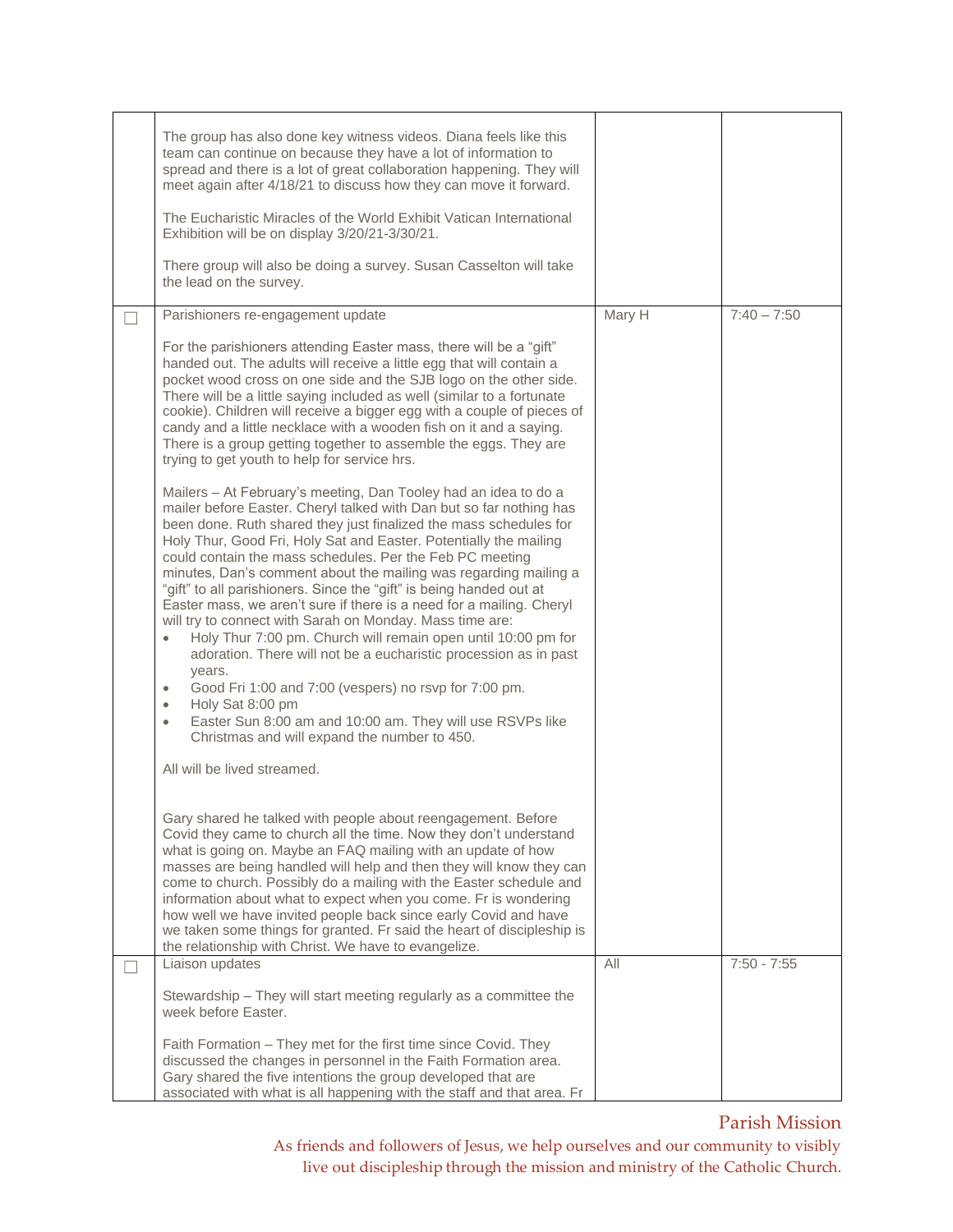| | | | |
|---|---|---|---|
| | The group has also done key witness videos. Diana feels like this team can continue on because they have a lot of information to spread and there is a lot of great collaboration happening. They will meet again after 4/18/21 to discuss how they can move it forward.<br><br>The Eucharistic Miracles of the World Exhibit Vatican International Exhibition will be on display 3/20/21-3/30/21.<br><br>There group will also be doing a survey. Susan Casselton will take the lead on the survey. | | |
| ☐ | Parishioners re-engagement update<br><br>For the parishioners attending Easter mass, there will be a "gift" handed out. The adults will receive a little egg that will contain a pocket wood cross on one side and the SJB logo on the other side. There will be a little saying included as well (similar to a fortunate cookie). Children will receive a bigger egg with a couple of pieces of candy and a little necklace with a wooden fish on it and a saying. There is a group getting together to assemble the eggs. They are trying to get youth to help for service hrs.<br><br>Mailers – At February's meeting, Dan Tooley had an idea to do a mailer before Easter. Cheryl talked with Dan but so far nothing has been done. Ruth shared they just finalized the mass schedules for Holy Thur, Good Fri, Holy Sat and Easter. Potentially the mailing could contain the mass schedules. Per the Feb PC meeting minutes, Dan's comment about the mailing was regarding mailing a "gift" to all parishioners. Since the "gift" is being handed out at Easter mass, we aren't sure if there is a need for a mailing. Cheryl will try to connect with Sarah on Monday. Mass time are:<br>• Holy Thur 7:00 pm. Church will remain open until 10:00 pm for adoration. There will not be a eucharistic procession as in past years.<br>• Good Fri 1:00 and 7:00 (vespers) no rsvp for 7:00 pm.<br>• Holy Sat 8:00 pm<br>• Easter Sun 8:00 am and 10:00 am. They will use RSVPs like Christmas and will expand the number to 450.<br><br>All will be lived streamed.<br><br>Gary shared he talked with people about reengagement. Before Covid they came to church all the time. Now they don't understand what is going on. Maybe an FAQ mailing with an update of how masses are being handled will help and then they will know they can come to church. Possibly do a mailing with the Easter schedule and information about what to expect when you come. Fr is wondering how well we have invited people back since early Covid and have we taken some things for granted. Fr said the heart of discipleship is the relationship with Christ. We have to evangelize. | Mary H | 7:40 – 7:50 |
| ☐ | Liaison updates<br><br>Stewardship – They will start meeting regularly as a committee the week before Easter.<br><br>Faith Formation – They met for the first time since Covid. They discussed the changes in personnel in the Faith Formation area. Gary shared the five intentions the group developed that are associated with what is all happening with the staff and that area. Fr | All | 7:50 - 7:55 |

Parish Mission

As friends and followers of Jesus, we help ourselves and our community to visibly live out discipleship through the mission and ministry of the Catholic Church.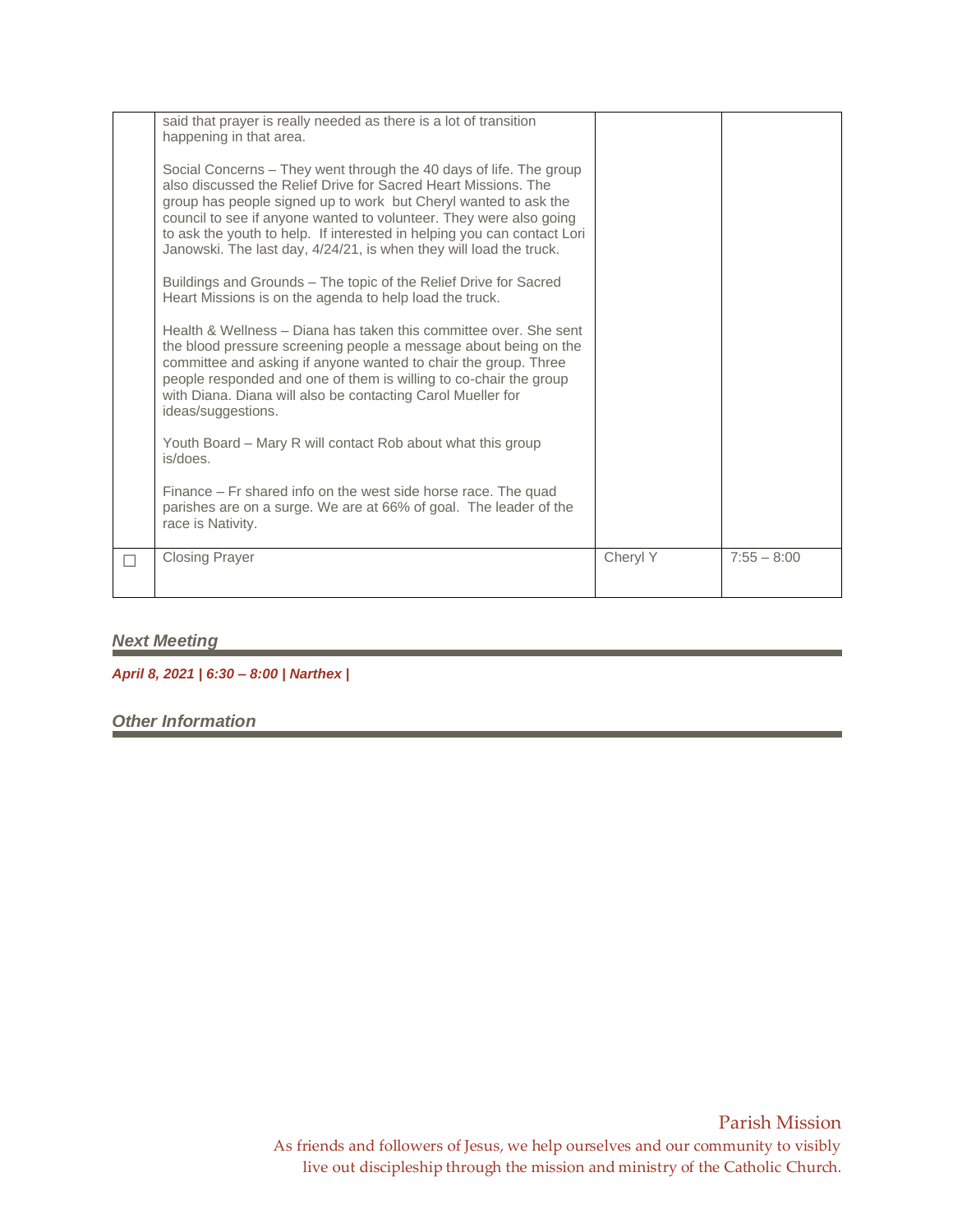| | | | |
|---|---|---|---|
| | said that prayer is really needed as there is a lot of transition happening in that area.<br><br>Social Concerns – They went through the 40 days of life. The group also discussed the Relief Drive for Sacred Heart Missions. The group has people signed up to work but Cheryl wanted to ask the council to see if anyone wanted to volunteer. They were also going to ask the youth to help. If interested in helping you can contact Lori Janowski. The last day, 4/24/21, is when they will load the truck.<br><br>Buildings and Grounds – The topic of the Relief Drive for Sacred Heart Missions is on the agenda to help load the truck.<br><br>Health & Wellness – Diana has taken this committee over. She sent the blood pressure screening people a message about being on the committee and asking if anyone wanted to chair the group. Three people responded and one of them is willing to co-chair the group with Diana. Diana will also be contacting Carol Mueller for ideas/suggestions.<br><br>Youth Board – Mary R will contact Rob about what this group is/does.<br><br>Finance – Fr shared info on the west side horse race. The quad parishes are on a surge. We are at 66% of goal. The leader of the race is Nativity. | | |
| ☐ | Closing Prayer | Cheryl Y | 7:55 – 8:00 |

## *Next Meeting*

***April 8, 2021 | 6:30 – 8:00 | Narthex |***

## *Other Information*

Parish Mission

As friends and followers of Jesus, we help ourselves and our community to visibly live out discipleship through the mission and ministry of the Catholic Church.